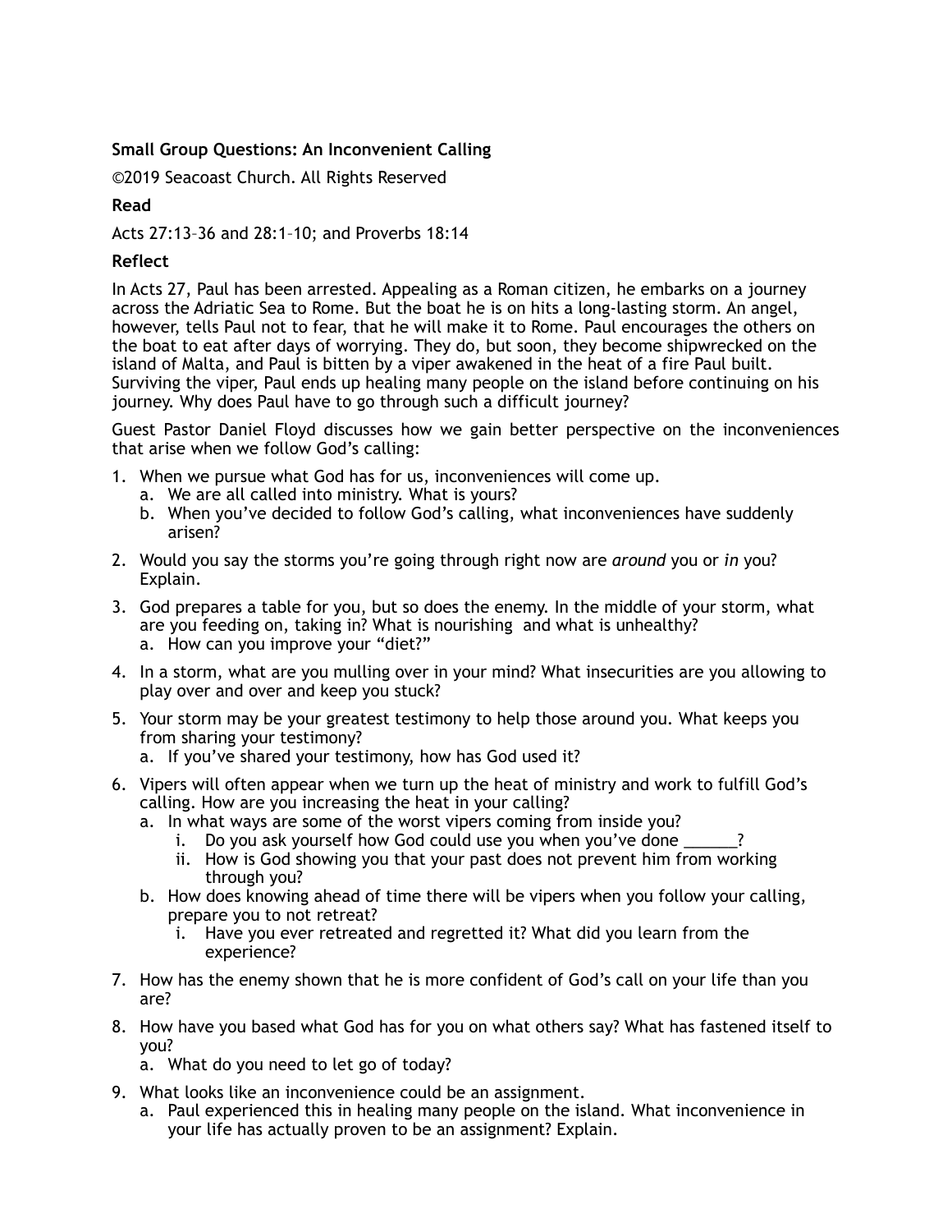**Small Group Questions: An Inconvenient Calling**

©2019 Seacoast Church. All Rights Reserved

**Read**

Acts 27:13–36 and 28:1–10; and Proverbs 18:14

**Reflect**

In Acts 27, Paul has been arrested. Appealing as a Roman citizen, he embarks on a journey across the Adriatic Sea to Rome. But the boat he is on hits a long-lasting storm. An angel, however, tells Paul not to fear, that he will make it to Rome. Paul encourages the others on the boat to eat after days of worrying. They do, but soon, they become shipwrecked on the island of Malta, and Paul is bitten by a viper awakened in the heat of a fire Paul built. Surviving the viper, Paul ends up healing many people on the island before continuing on his journey. Why does Paul have to go through such a difficult journey?

Guest Pastor Daniel Floyd discusses how we gain better perspective on the inconveniences that arise when we follow God's calling:

1. When we pursue what God has for us, inconveniences will come up.
   a. We are all called into ministry. What is yours?
   b. When you've decided to follow God's calling, what inconveniences have suddenly arisen?
2. Would you say the storms you're going through right now are *around* you or *in* you? Explain.
3. God prepares a table for you, but so does the enemy. In the middle of your storm, what are you feeding on, taking in? What is nourishing and what is unhealthy?
   a. How can you improve your "diet?"
4. In a storm, what are you mulling over in your mind? What insecurities are you allowing to play over and over and keep you stuck?
5. Your storm may be your greatest testimony to help those around you. What keeps you from sharing your testimony?
   a. If you've shared your testimony, how has God used it?
6. Vipers will often appear when we turn up the heat of ministry and work to fulfill God's calling. How are you increasing the heat in your calling?
   a. In what ways are some of the worst vipers coming from inside you?
      i. Do you ask yourself how God could use you when you've done ______?
      ii. How is God showing you that your past does not prevent him from working through you?
   b. How does knowing ahead of time there will be vipers when you follow your calling, prepare you to not retreat?
      i. Have you ever retreated and regretted it? What did you learn from the experience?
7. How has the enemy shown that he is more confident of God's call on your life than you are?
8. How have you based what God has for you on what others say? What has fastened itself to you?
   a. What do you need to let go of today?
9. What looks like an inconvenience could be an assignment.
   a. Paul experienced this in healing many people on the island. What inconvenience in your life has actually proven to be an assignment? Explain.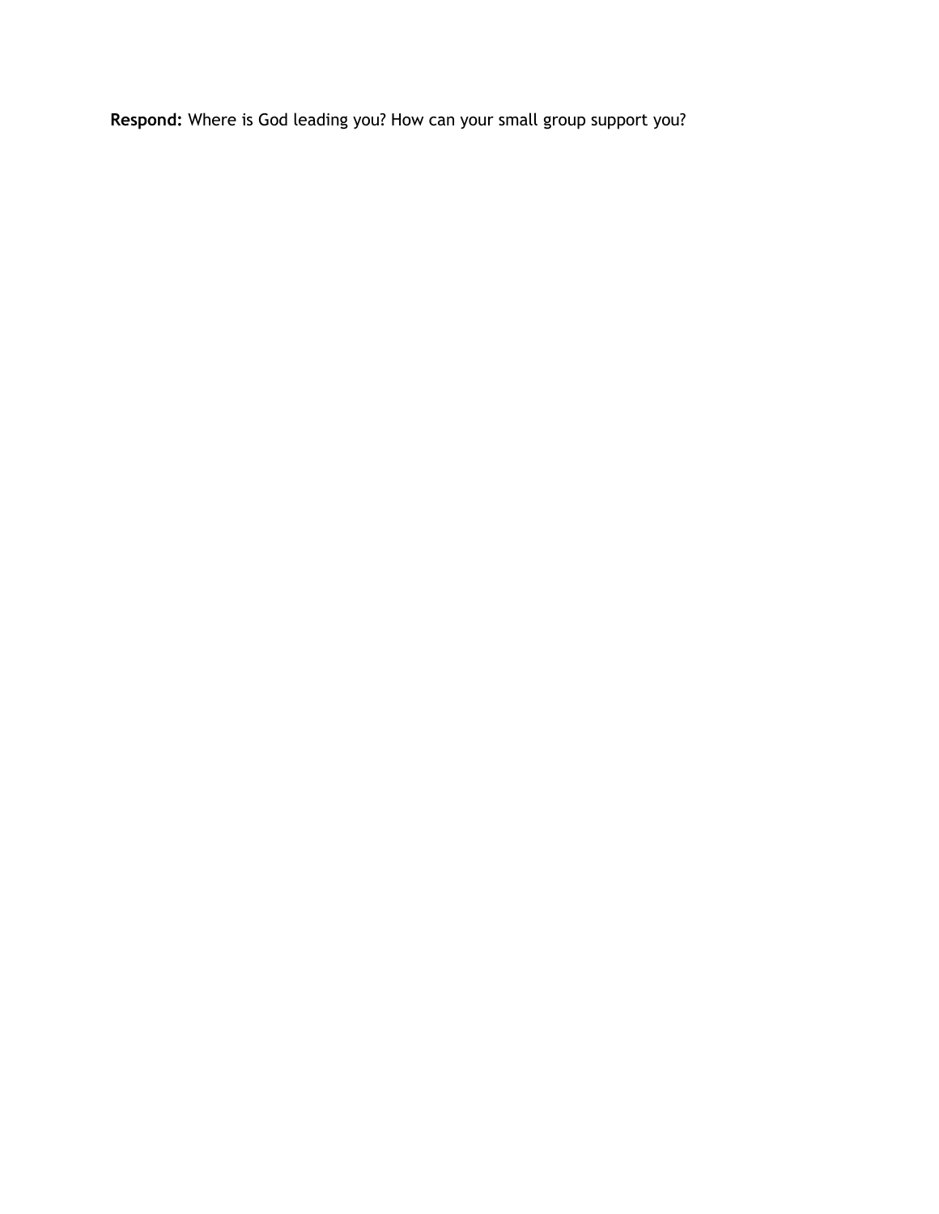**Respond:** Where is God leading you? How can your small group support you?